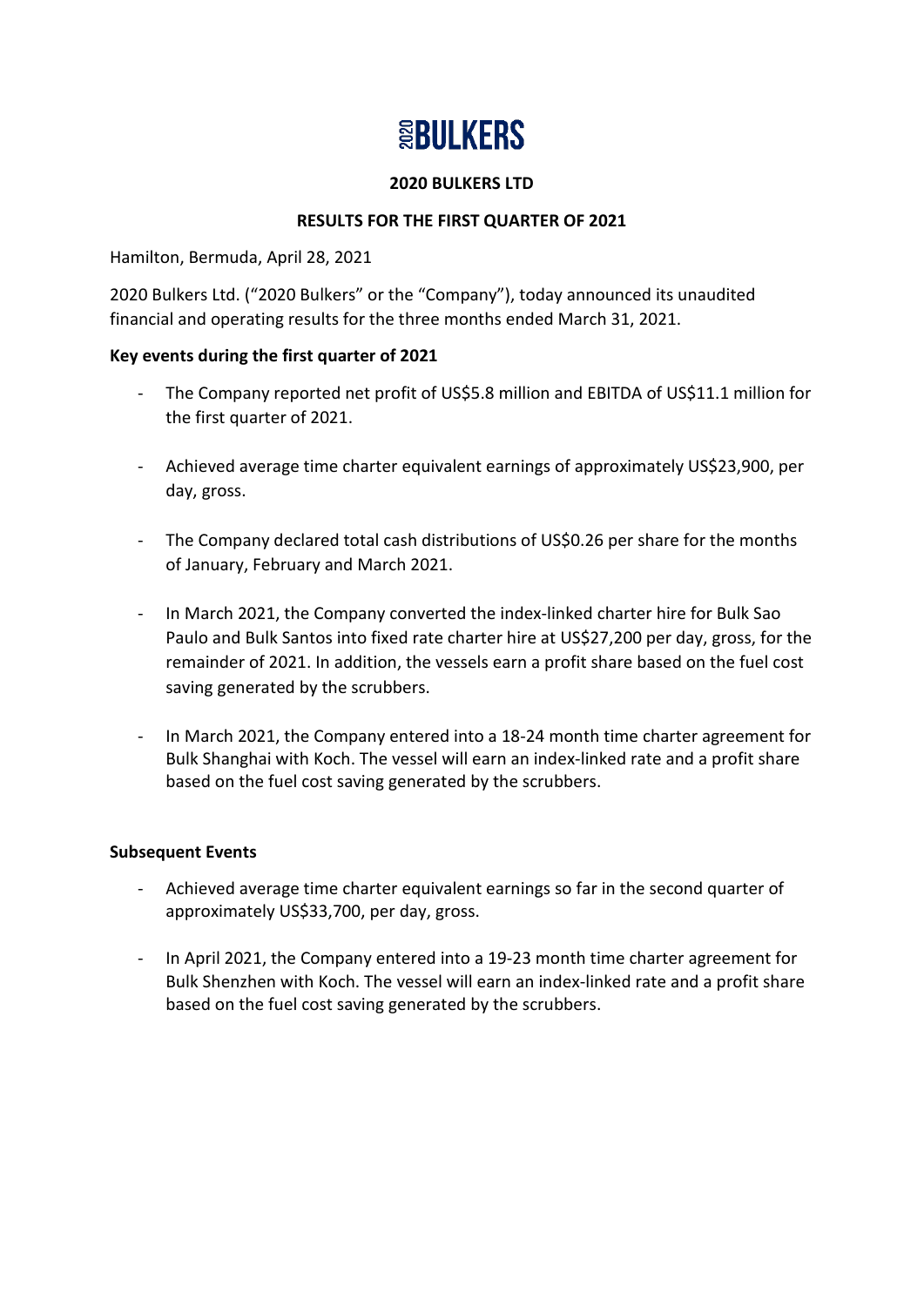# 2020BULKERS

**2020 BULKERS LTD**

**RESULTS FOR THE FIRST QUARTER OF 2021**

Hamilton, Bermuda, April 28, 2021

2020 Bulkers Ltd. ("2020 Bulkers" or the "Company"), today announced its unaudited financial and operating results for the three months ended March 31, 2021.

## Key events during the first quarter of 2021

- The Company reported net profit of US$5.8 million and EBITDA of US$11.1 million for the first quarter of 2021.
- Achieved average time charter equivalent earnings of approximately US$23,900, per day, gross.
- The Company declared total cash distributions of US$0.26 per share for the months of January, February and March 2021.
- In March 2021, the Company converted the index-linked charter hire for Bulk Sao Paulo and Bulk Santos into fixed rate charter hire at US$27,200 per day, gross, for the remainder of 2021. In addition, the vessels earn a profit share based on the fuel cost saving generated by the scrubbers.
- In March 2021, the Company entered into a 18-24 month time charter agreement for Bulk Shanghai with Koch. The vessel will earn an index-linked rate and a profit share based on the fuel cost saving generated by the scrubbers.

## Subsequent Events

- Achieved average time charter equivalent earnings so far in the second quarter of approximately US$33,700, per day, gross.
- In April 2021, the Company entered into a 19-23 month time charter agreement for Bulk Shenzhen with Koch. The vessel will earn an index-linked rate and a profit share based on the fuel cost saving generated by the scrubbers.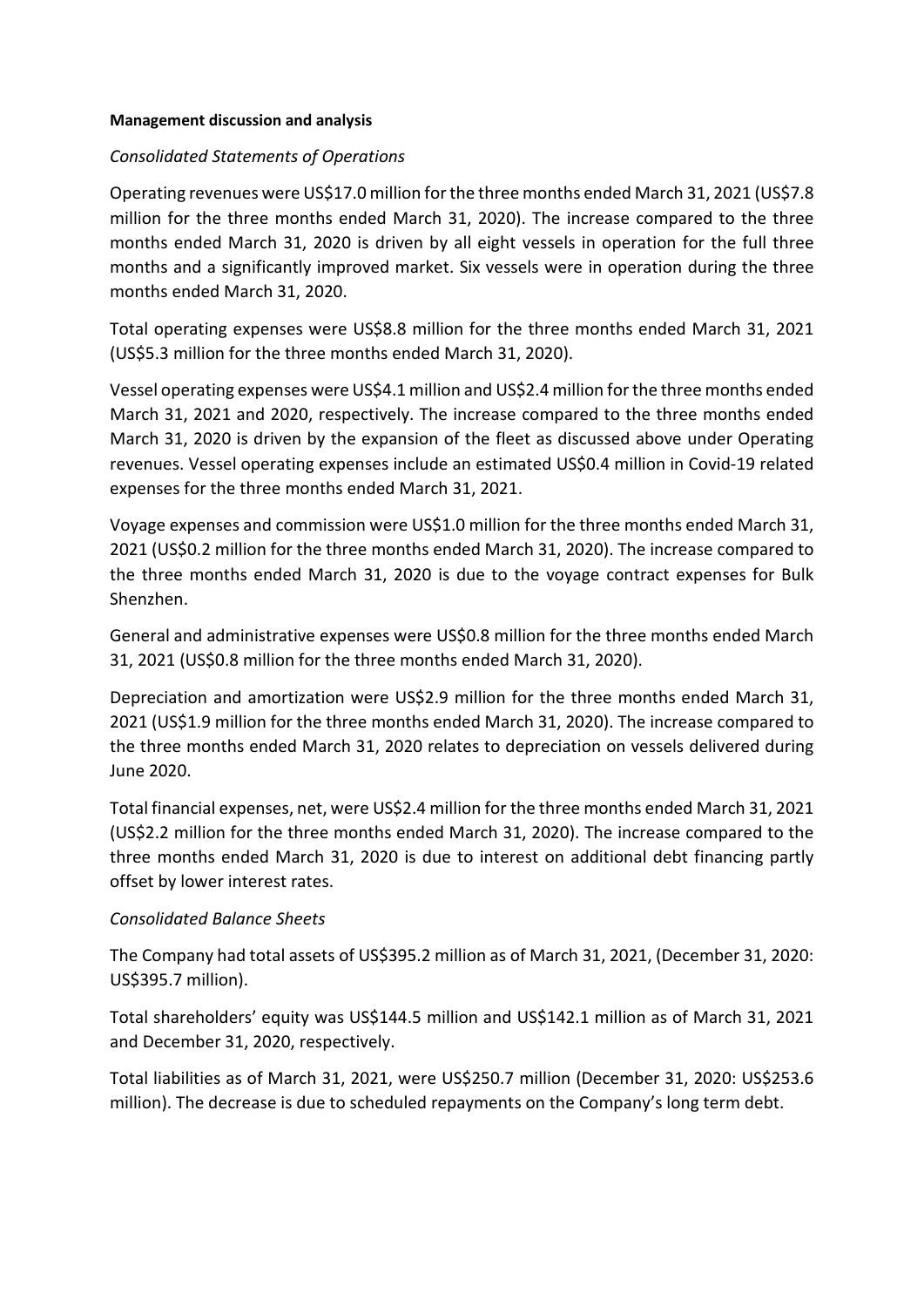**Management discussion and analysis**

*Consolidated Statements of Operations*

Operating revenues were US$17.0 million for the three months ended March 31, 2021 (US$7.8 million for the three months ended March 31, 2020). The increase compared to the three months ended March 31, 2020 is driven by all eight vessels in operation for the full three months and a significantly improved market. Six vessels were in operation during the three months ended March 31, 2020.

Total operating expenses were US$8.8 million for the three months ended March 31, 2021 (US$5.3 million for the three months ended March 31, 2020).

Vessel operating expenses were US$4.1 million and US$2.4 million for the three months ended March 31, 2021 and 2020, respectively. The increase compared to the three months ended March 31, 2020 is driven by the expansion of the fleet as discussed above under Operating revenues. Vessel operating expenses include an estimated US$0.4 million in Covid-19 related expenses for the three months ended March 31, 2021.

Voyage expenses and commission were US$1.0 million for the three months ended March 31, 2021 (US$0.2 million for the three months ended March 31, 2020). The increase compared to the three months ended March 31, 2020 is due to the voyage contract expenses for Bulk Shenzhen.

General and administrative expenses were US$0.8 million for the three months ended March 31, 2021 (US$0.8 million for the three months ended March 31, 2020).

Depreciation and amortization were US$2.9 million for the three months ended March 31, 2021 (US$1.9 million for the three months ended March 31, 2020). The increase compared to the three months ended March 31, 2020 relates to depreciation on vessels delivered during June 2020.

Total financial expenses, net, were US$2.4 million for the three months ended March 31, 2021 (US$2.2 million for the three months ended March 31, 2020). The increase compared to the three months ended March 31, 2020 is due to interest on additional debt financing partly offset by lower interest rates.

*Consolidated Balance Sheets*

The Company had total assets of US$395.2 million as of March 31, 2021, (December 31, 2020: US$395.7 million).

Total shareholders' equity was US$144.5 million and US$142.1 million as of March 31, 2021 and December 31, 2020, respectively.

Total liabilities as of March 31, 2021, were US$250.7 million (December 31, 2020: US$253.6 million). The decrease is due to scheduled repayments on the Company's long term debt.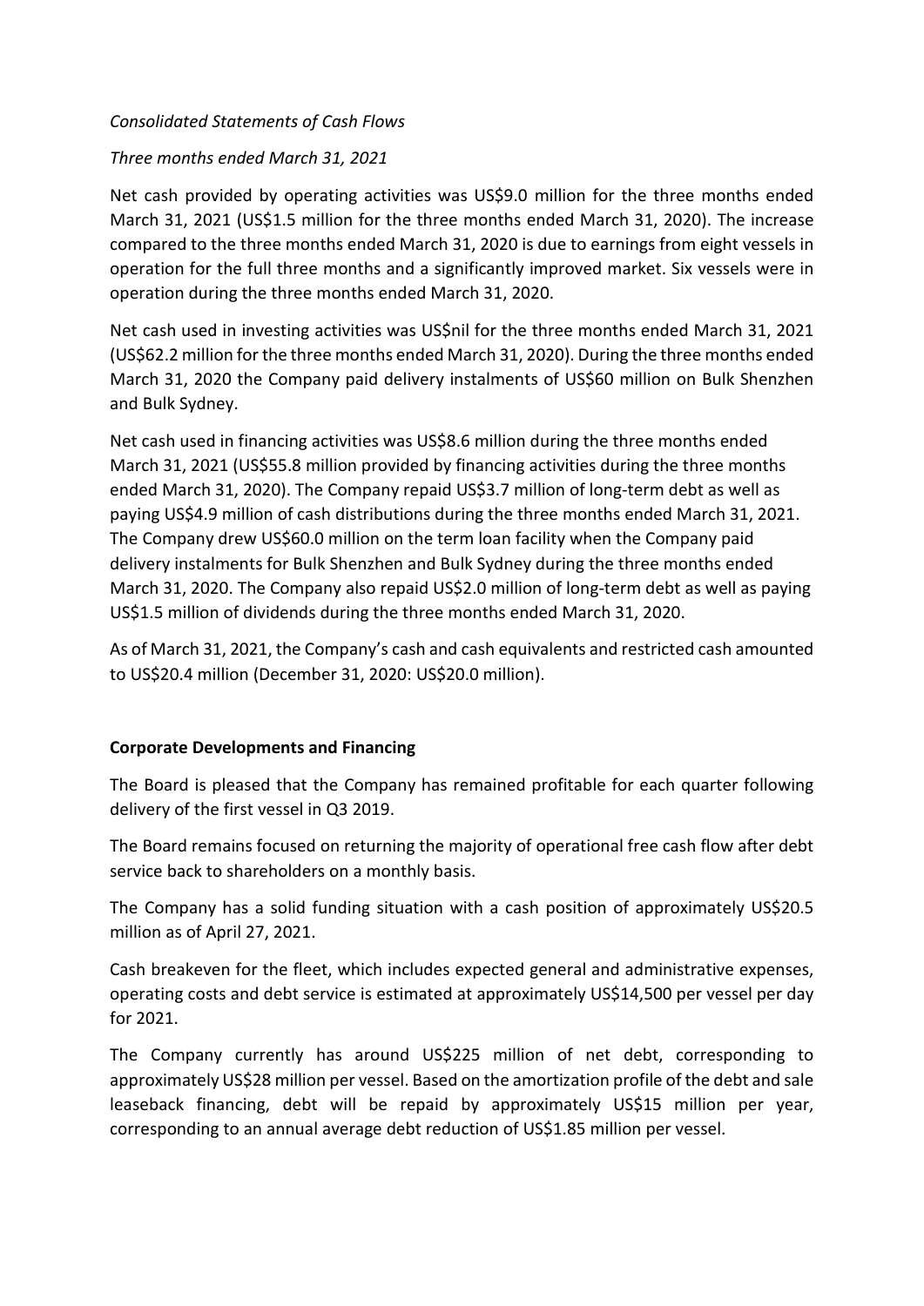*Consolidated Statements of Cash Flows*

*Three months ended March 31, 2021*

Net cash provided by operating activities was US$9.0 million for the three months ended March 31, 2021 (US$1.5 million for the three months ended March 31, 2020). The increase compared to the three months ended March 31, 2020 is due to earnings from eight vessels in operation for the full three months and a significantly improved market. Six vessels were in operation during the three months ended March 31, 2020.

Net cash used in investing activities was US$nil for the three months ended March 31, 2021 (US$62.2 million for the three months ended March 31, 2020). During the three months ended March 31, 2020 the Company paid delivery instalments of US$60 million on Bulk Shenzhen and Bulk Sydney.

Net cash used in financing activities was US$8.6 million during the three months ended March 31, 2021 (US$55.8 million provided by financing activities during the three months ended March 31, 2020). The Company repaid US$3.7 million of long-term debt as well as paying US$4.9 million of cash distributions during the three months ended March 31, 2021. The Company drew US$60.0 million on the term loan facility when the Company paid delivery instalments for Bulk Shenzhen and Bulk Sydney during the three months ended March 31, 2020. The Company also repaid US$2.0 million of long-term debt as well as paying US$1.5 million of dividends during the three months ended March 31, 2020.

As of March 31, 2021, the Company's cash and cash equivalents and restricted cash amounted to US$20.4 million (December 31, 2020: US$20.0 million).

**Corporate Developments and Financing**

The Board is pleased that the Company has remained profitable for each quarter following delivery of the first vessel in Q3 2019.

The Board remains focused on returning the majority of operational free cash flow after debt service back to shareholders on a monthly basis.

The Company has a solid funding situation with a cash position of approximately US$20.5 million as of April 27, 2021.

Cash breakeven for the fleet, which includes expected general and administrative expenses, operating costs and debt service is estimated at approximately US$14,500 per vessel per day for 2021.

The Company currently has around US$225 million of net debt, corresponding to approximately US$28 million per vessel. Based on the amortization profile of the debt and sale leaseback financing, debt will be repaid by approximately US$15 million per year, corresponding to an annual average debt reduction of US$1.85 million per vessel.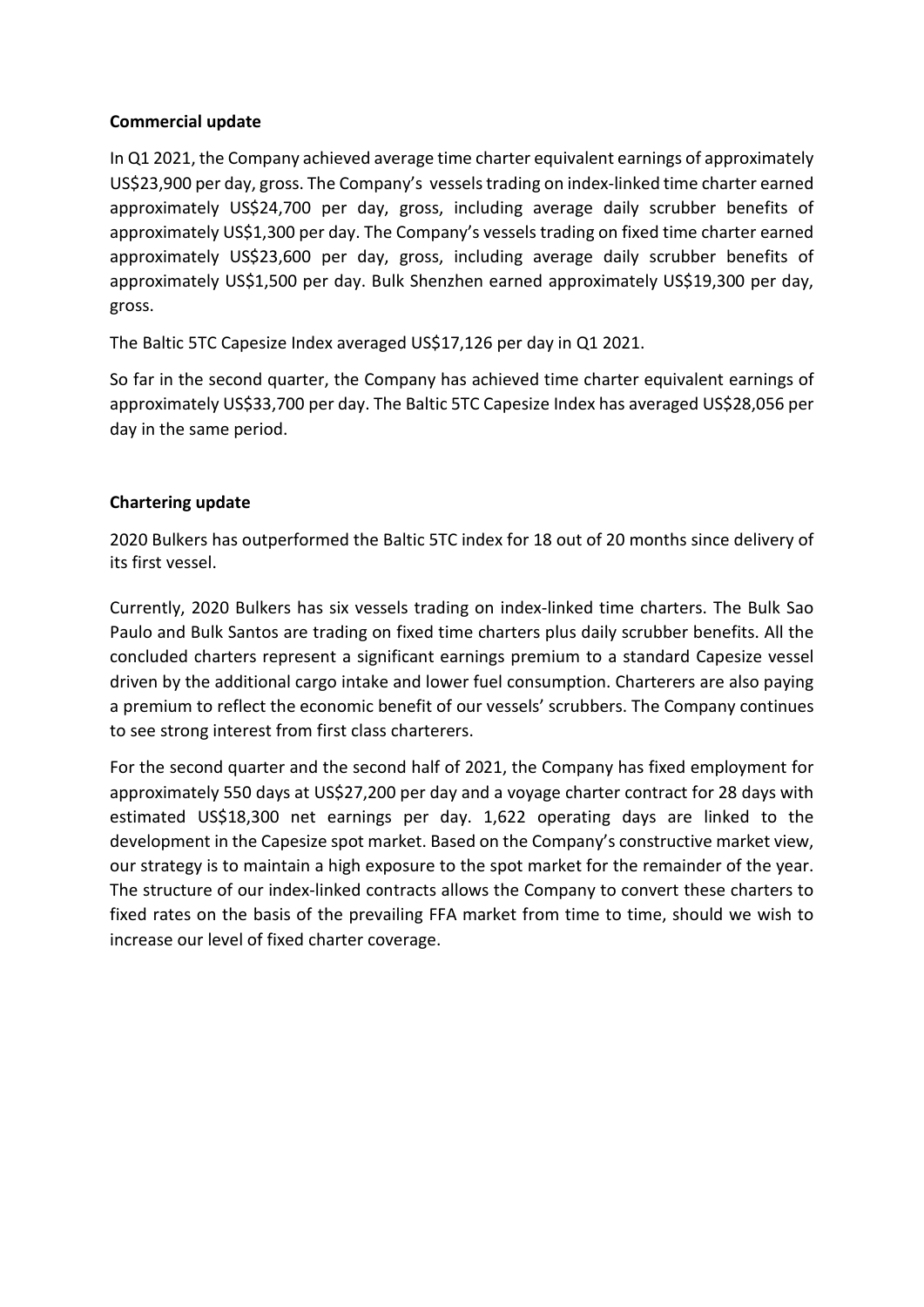**Commercial update**

In Q1 2021, the Company achieved average time charter equivalent earnings of approximately US$23,900 per day, gross. The Company's vessels trading on index-linked time charter earned approximately US$24,700 per day, gross, including average daily scrubber benefits of approximately US$1,300 per day. The Company's vessels trading on fixed time charter earned approximately US$23,600 per day, gross, including average daily scrubber benefits of approximately US$1,500 per day. Bulk Shenzhen earned approximately US$19,300 per day, gross.

The Baltic 5TC Capesize Index averaged US$17,126 per day in Q1 2021.

So far in the second quarter, the Company has achieved time charter equivalent earnings of approximately US$33,700 per day. The Baltic 5TC Capesize Index has averaged US$28,056 per day in the same period.

**Chartering update**

2020 Bulkers has outperformed the Baltic 5TC index for 18 out of 20 months since delivery of its first vessel.

Currently, 2020 Bulkers has six vessels trading on index-linked time charters. The Bulk Sao Paulo and Bulk Santos are trading on fixed time charters plus daily scrubber benefits. All the concluded charters represent a significant earnings premium to a standard Capesize vessel driven by the additional cargo intake and lower fuel consumption. Charterers are also paying a premium to reflect the economic benefit of our vessels' scrubbers. The Company continues to see strong interest from first class charterers.

For the second quarter and the second half of 2021, the Company has fixed employment for approximately 550 days at US$27,200 per day and a voyage charter contract for 28 days with estimated US$18,300 net earnings per day. 1,622 operating days are linked to the development in the Capesize spot market. Based on the Company's constructive market view, our strategy is to maintain a high exposure to the spot market for the remainder of the year. The structure of our index-linked contracts allows the Company to convert these charters to fixed rates on the basis of the prevailing FFA market from time to time, should we wish to increase our level of fixed charter coverage.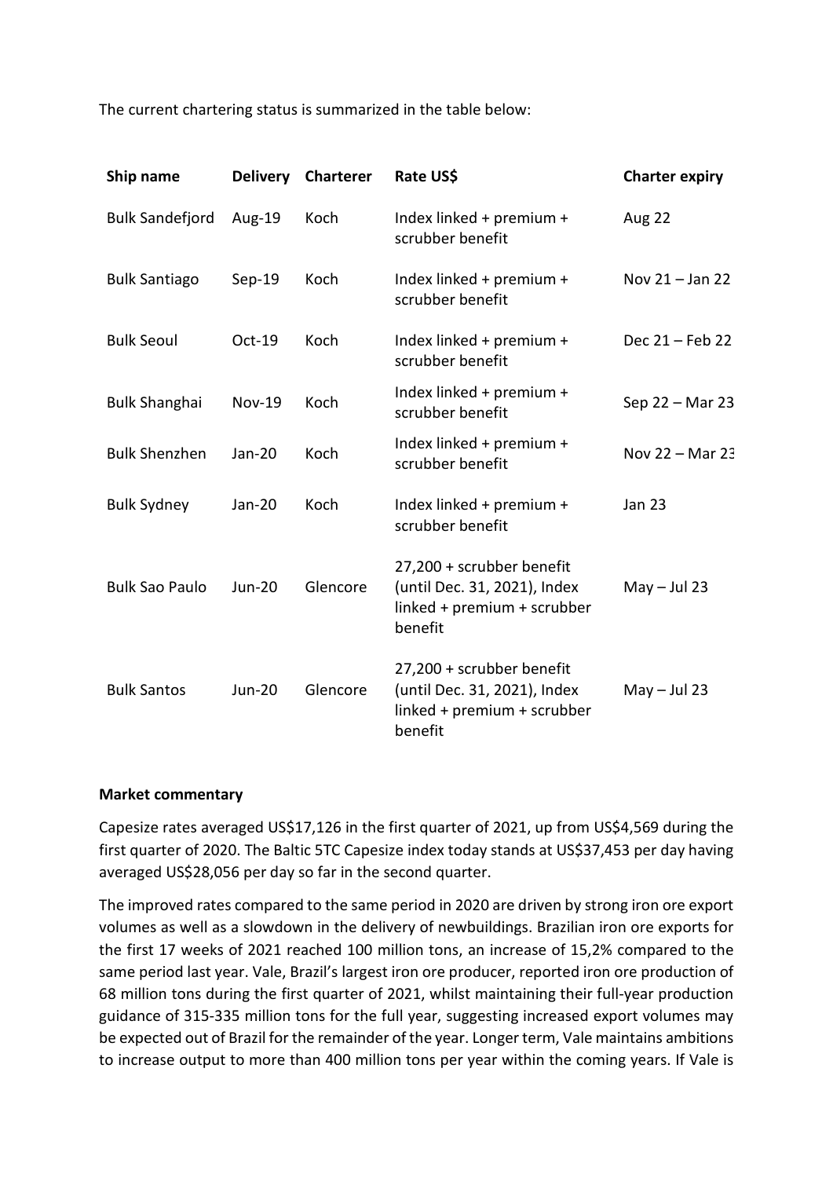The current chartering status is summarized in the table below:

| Ship name | Delivery | Charterer | Rate US$ | Charter expiry |
|---|---|---|---|---|
| Bulk Sandefjord | Aug-19 | Koch | Index linked + premium + scrubber benefit | Aug 22 |
| Bulk Santiago | Sep-19 | Koch | Index linked + premium + scrubber benefit | Nov 21 – Jan 22 |
| Bulk Seoul | Oct-19 | Koch | Index linked + premium + scrubber benefit | Dec 21 – Feb 22 |
| Bulk Shanghai | Nov-19 | Koch | Index linked + premium + scrubber benefit | Sep 22 – Mar 23 |
| Bulk Shenzhen | Jan-20 | Koch | Index linked + premium + scrubber benefit | Nov 22 – Mar 23 |
| Bulk Sydney | Jan-20 | Koch | Index linked + premium + scrubber benefit | Jan 23 |
| Bulk Sao Paulo | Jun-20 | Glencore | 27,200 + scrubber benefit (until Dec. 31, 2021), Index linked + premium + scrubber benefit | May – Jul 23 |
| Bulk Santos | Jun-20 | Glencore | 27,200 + scrubber benefit (until Dec. 31, 2021), Index linked + premium + scrubber benefit | May – Jul 23 |

**Market commentary**

Capesize rates averaged US$17,126 in the first quarter of 2021, up from US$4,569 during the first quarter of 2020. The Baltic 5TC Capesize index today stands at US$37,453 per day having averaged US$28,056 per day so far in the second quarter.

The improved rates compared to the same period in 2020 are driven by strong iron ore export volumes as well as a slowdown in the delivery of newbuildings. Brazilian iron ore exports for the first 17 weeks of 2021 reached 100 million tons, an increase of 15,2% compared to the same period last year. Vale, Brazil's largest iron ore producer, reported iron ore production of 68 million tons during the first quarter of 2021, whilst maintaining their full-year production guidance of 315-335 million tons for the full year, suggesting increased export volumes may be expected out of Brazil for the remainder of the year. Longer term, Vale maintains ambitions to increase output to more than 400 million tons per year within the coming years. If Vale is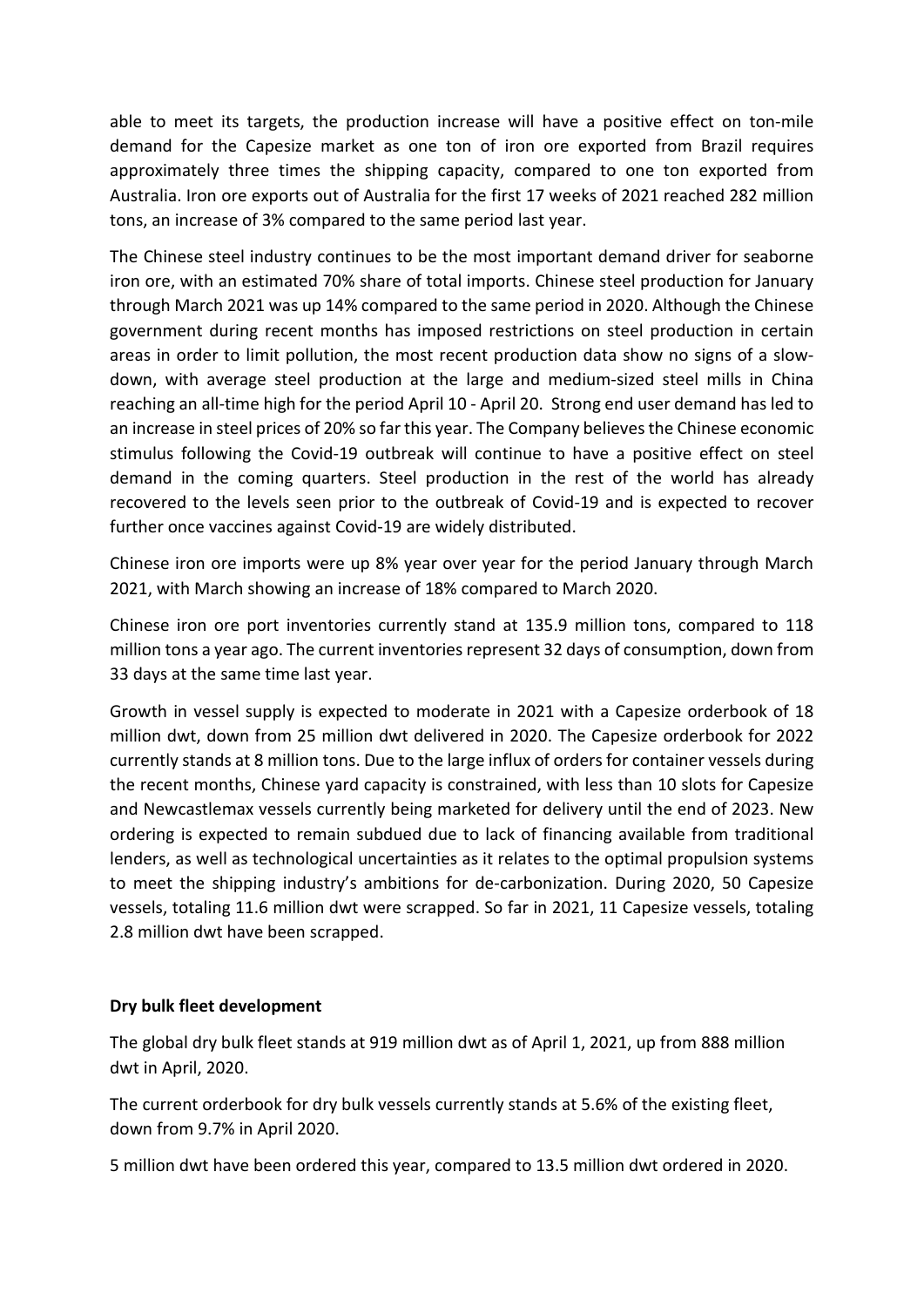able to meet its targets, the production increase will have a positive effect on ton-mile demand for the Capesize market as one ton of iron ore exported from Brazil requires approximately three times the shipping capacity, compared to one ton exported from Australia. Iron ore exports out of Australia for the first 17 weeks of 2021 reached 282 million tons, an increase of 3% compared to the same period last year.

The Chinese steel industry continues to be the most important demand driver for seaborne iron ore, with an estimated 70% share of total imports. Chinese steel production for January through March 2021 was up 14% compared to the same period in 2020. Although the Chinese government during recent months has imposed restrictions on steel production in certain areas in order to limit pollution, the most recent production data show no signs of a slow-down, with average steel production at the large and medium-sized steel mills in China reaching an all-time high for the period April 10 - April 20. Strong end user demand has led to an increase in steel prices of 20% so far this year. The Company believes the Chinese economic stimulus following the Covid-19 outbreak will continue to have a positive effect on steel demand in the coming quarters. Steel production in the rest of the world has already recovered to the levels seen prior to the outbreak of Covid-19 and is expected to recover further once vaccines against Covid-19 are widely distributed.

Chinese iron ore imports were up 8% year over year for the period January through March 2021, with March showing an increase of 18% compared to March 2020.

Chinese iron ore port inventories currently stand at 135.9 million tons, compared to 118 million tons a year ago. The current inventories represent 32 days of consumption, down from 33 days at the same time last year.

Growth in vessel supply is expected to moderate in 2021 with a Capesize orderbook of 18 million dwt, down from 25 million dwt delivered in 2020. The Capesize orderbook for 2022 currently stands at 8 million tons. Due to the large influx of orders for container vessels during the recent months, Chinese yard capacity is constrained, with less than 10 slots for Capesize and Newcastlemax vessels currently being marketed for delivery until the end of 2023. New ordering is expected to remain subdued due to lack of financing available from traditional lenders, as well as technological uncertainties as it relates to the optimal propulsion systems to meet the shipping industry's ambitions for de-carbonization. During 2020, 50 Capesize vessels, totaling 11.6 million dwt were scrapped. So far in 2021, 11 Capesize vessels, totaling 2.8 million dwt have been scrapped.

**Dry bulk fleet development**

The global dry bulk fleet stands at 919 million dwt as of April 1, 2021, up from 888 million dwt in April, 2020.

The current orderbook for dry bulk vessels currently stands at 5.6% of the existing fleet, down from 9.7% in April 2020.

5 million dwt have been ordered this year, compared to 13.5 million dwt ordered in 2020.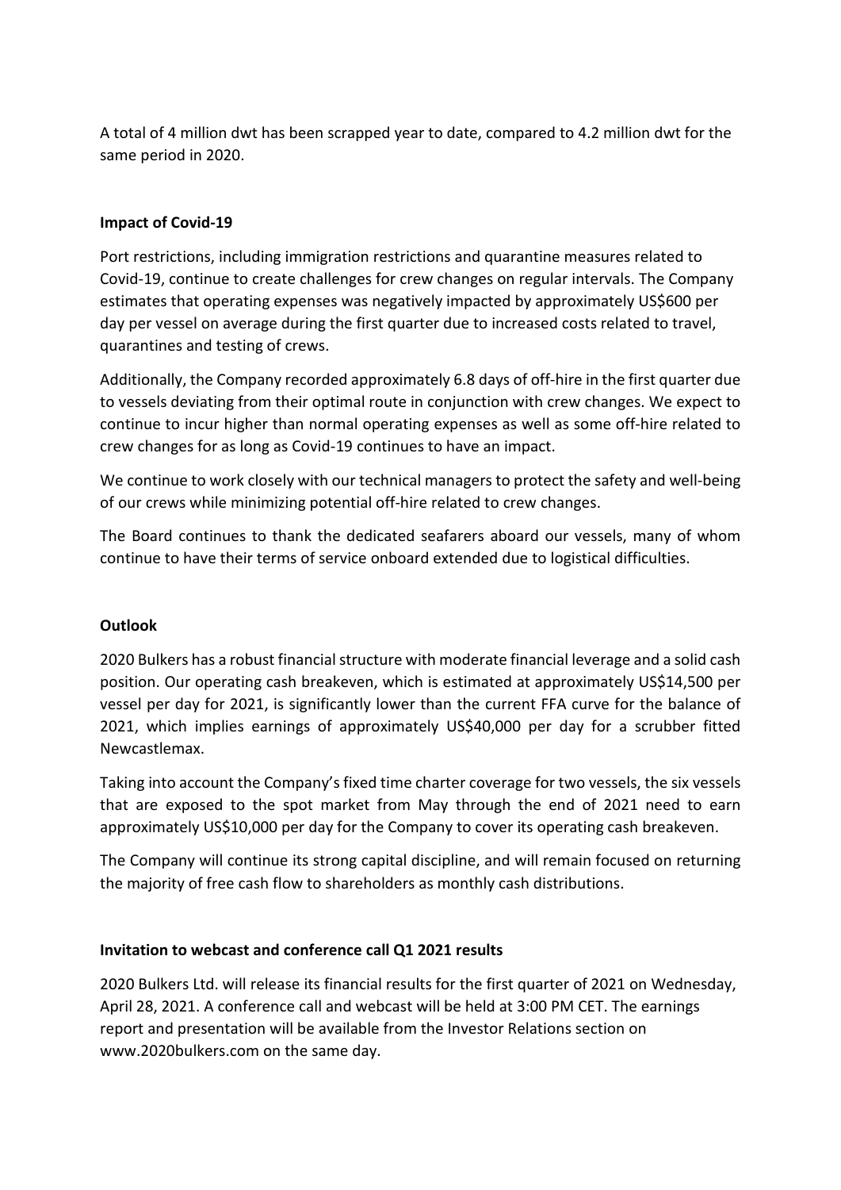A total of 4 million dwt has been scrapped year to date, compared to 4.2 million dwt for the same period in 2020.

**Impact of Covid-19**

Port restrictions, including immigration restrictions and quarantine measures related to Covid-19, continue to create challenges for crew changes on regular intervals. The Company estimates that operating expenses was negatively impacted by approximately US$600 per day per vessel on average during the first quarter due to increased costs related to travel, quarantines and testing of crews.

Additionally, the Company recorded approximately 6.8 days of off-hire in the first quarter due to vessels deviating from their optimal route in conjunction with crew changes. We expect to continue to incur higher than normal operating expenses as well as some off-hire related to crew changes for as long as Covid-19 continues to have an impact.

We continue to work closely with our technical managers to protect the safety and well-being of our crews while minimizing potential off-hire related to crew changes.

The Board continues to thank the dedicated seafarers aboard our vessels, many of whom continue to have their terms of service onboard extended due to logistical difficulties.

**Outlook**

2020 Bulkers has a robust financial structure with moderate financial leverage and a solid cash position. Our operating cash breakeven, which is estimated at approximately US$14,500 per vessel per day for 2021, is significantly lower than the current FFA curve for the balance of 2021, which implies earnings of approximately US$40,000 per day for a scrubber fitted Newcastlemax.

Taking into account the Company's fixed time charter coverage for two vessels, the six vessels that are exposed to the spot market from May through the end of 2021 need to earn approximately US$10,000 per day for the Company to cover its operating cash breakeven.

The Company will continue its strong capital discipline, and will remain focused on returning the majority of free cash flow to shareholders as monthly cash distributions.

**Invitation to webcast and conference call Q1 2021 results**

2020 Bulkers Ltd. will release its financial results for the first quarter of 2021 on Wednesday, April 28, 2021. A conference call and webcast will be held at 3:00 PM CET. The earnings report and presentation will be available from the Investor Relations section on www.2020bulkers.com on the same day.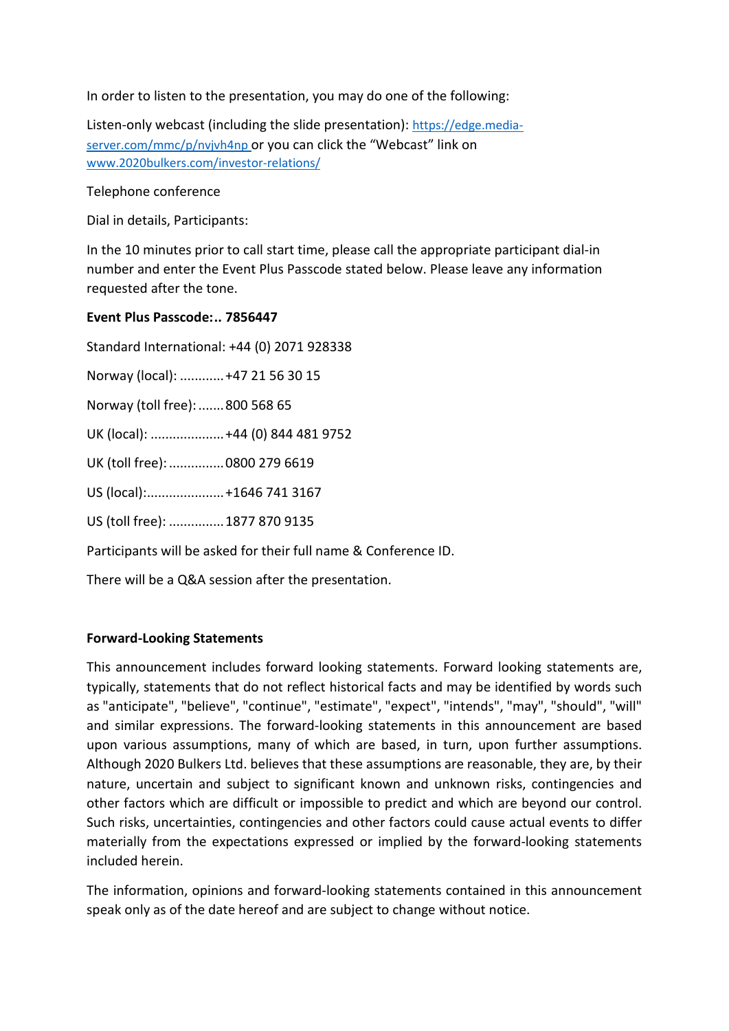In order to listen to the presentation, you may do one of the following:

Listen-only webcast (including the slide presentation): [https://edge.media-server.com/mmc/p/nvjvh4np](https://edge.media-server.com/mmc/p/nvjvh4np) or you can click the "Webcast" link on [www.2020bulkers.com/investor-relations/](www.2020bulkers.com/investor-relations/)

Telephone conference

Dial in details, Participants:

In the 10 minutes prior to call start time, please call the appropriate participant dial-in number and enter the Event Plus Passcode stated below. Please leave any information requested after the tone.

**Event Plus Passcode:.. 7856447**

Standard International: +44 (0) 2071 928338

Norway (local): ............+47 21 56 30 15

Norway (toll free): .......800 568 65

UK (local): ....................+44 (0) 844 481 9752

UK (toll free): ...............0800 279 6619

US (local):.....................+1646 741 3167

US (toll free): ...............1877 870 9135

Participants will be asked for their full name & Conference ID.

There will be a Q&A session after the presentation.

**Forward-Looking Statements**

This announcement includes forward looking statements. Forward looking statements are, typically, statements that do not reflect historical facts and may be identified by words such as "anticipate", "believe", "continue", "estimate", "expect", "intends", "may", "should", "will" and similar expressions. The forward-looking statements in this announcement are based upon various assumptions, many of which are based, in turn, upon further assumptions. Although 2020 Bulkers Ltd. believes that these assumptions are reasonable, they are, by their nature, uncertain and subject to significant known and unknown risks, contingencies and other factors which are difficult or impossible to predict and which are beyond our control. Such risks, uncertainties, contingencies and other factors could cause actual events to differ materially from the expectations expressed or implied by the forward-looking statements included herein.

The information, opinions and forward-looking statements contained in this announcement speak only as of the date hereof and are subject to change without notice.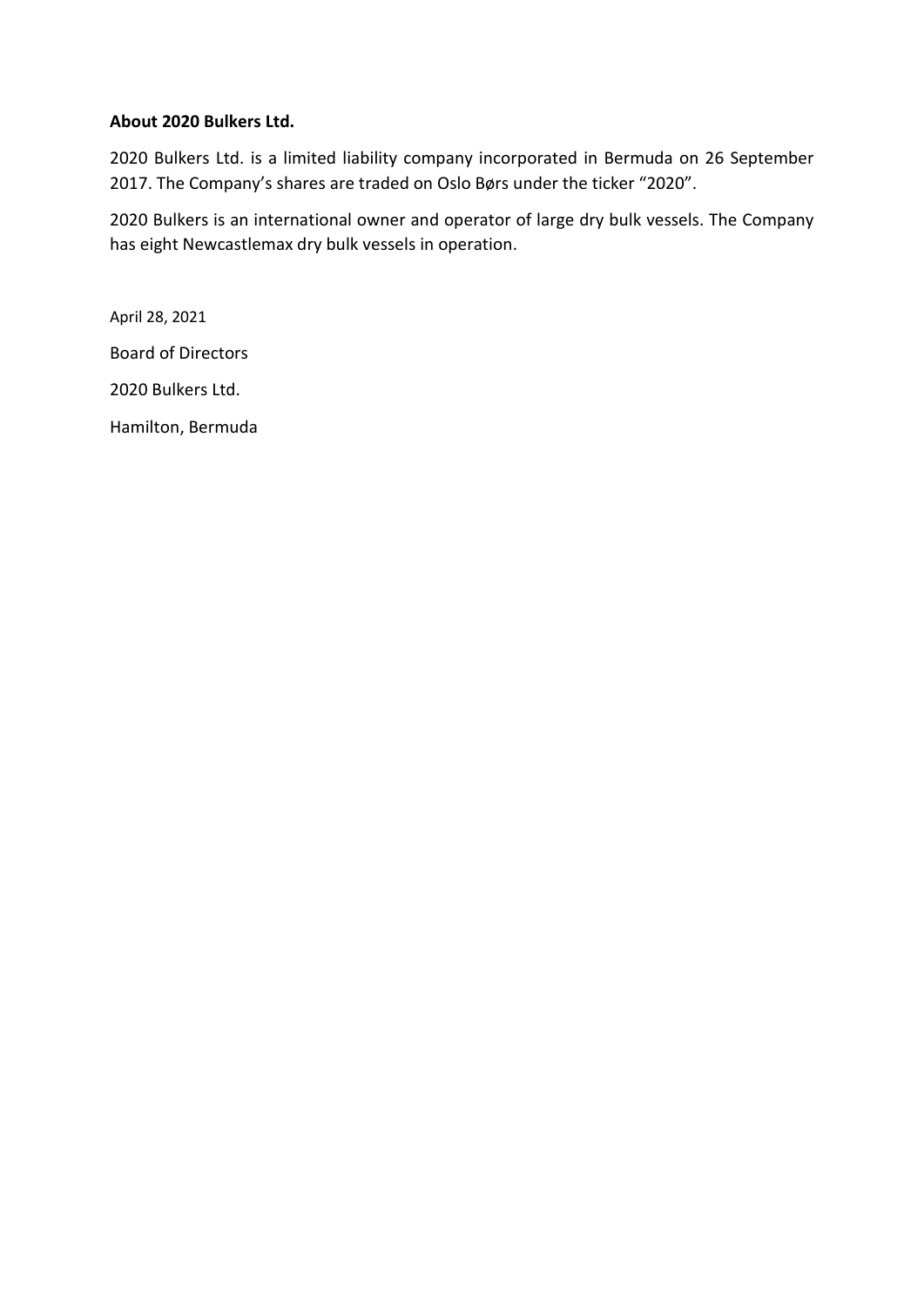**About 2020 Bulkers Ltd.**

2020 Bulkers Ltd. is a limited liability company incorporated in Bermuda on 26 September 2017. The Company's shares are traded on Oslo Børs under the ticker "2020".

2020 Bulkers is an international owner and operator of large dry bulk vessels. The Company has eight Newcastlemax dry bulk vessels in operation.

April 28, 2021

Board of Directors

2020 Bulkers Ltd.

Hamilton, Bermuda